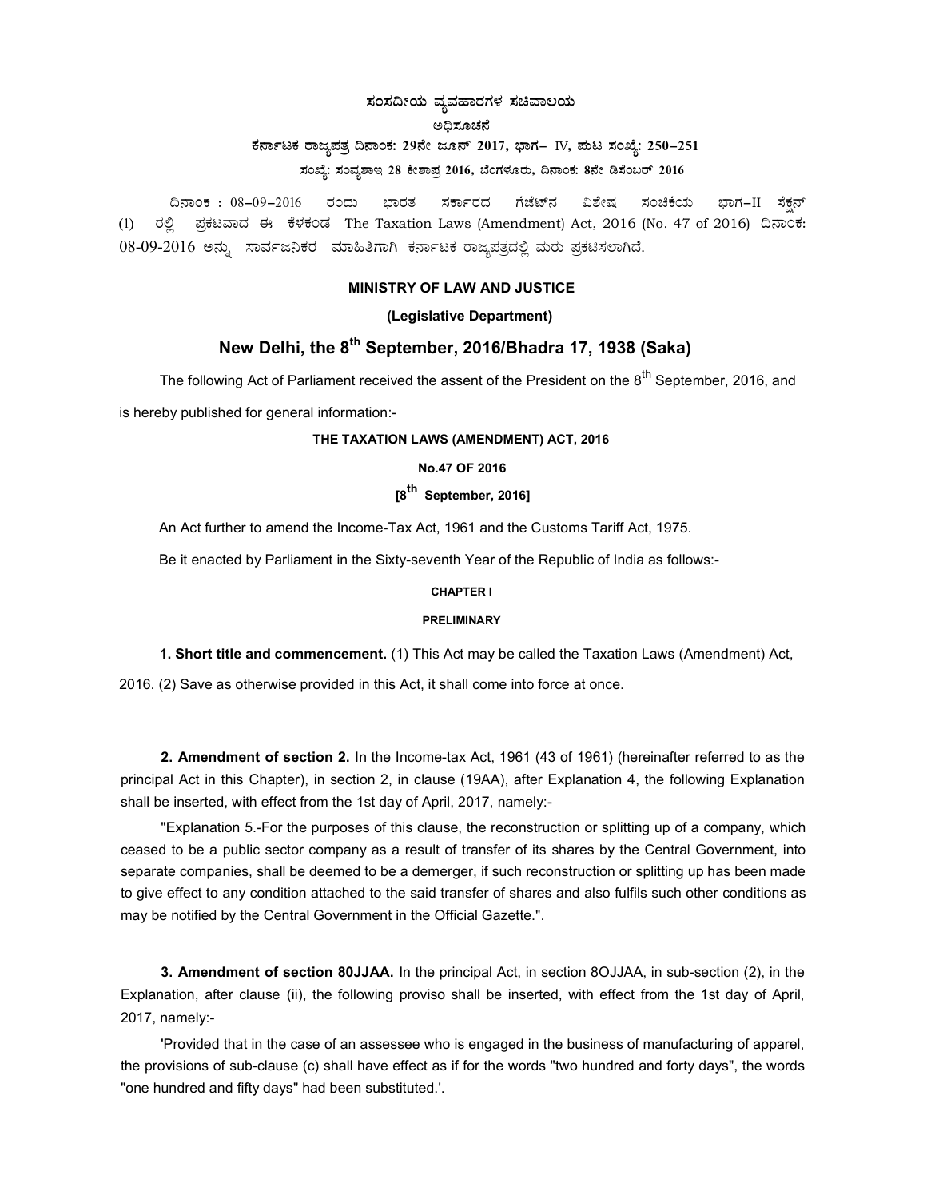**ಸಂಸದೀಯ ವ್ಯವಹಾರಗಳ ಸಚಿವಾಲಯ**

**ಅಧಿಸೂಚನೆ**

**ಕರ್ನಾಟಕ ರಾಜ್ಯಪತ್ರ ದಿನಾಂಕ: 29ನೇ ಜೂನ್ 2017, ಭಾಗ– IV, ಪುಟ ಸಂಖ್ಯೆ: 250–251**

**ಸಂಖ್ಯೆ: ಸಂವ್ಯಶಾಇ 28 ಕೇಶಾಪ್ರ 2016, ಬೆಂಗಳೂರು, ದಿನಾಂಕ: 8ನೇ ಡಿಸೆಂಬರ್ 2016**

ದಿನಾಂಕ : 08–09–2016 ರಂದು ಭಾರತ ಸರ್ಕಾರದ ಗೆಜೆಟ್‌ನ ವಿಶೇಷ ಸಂಚಿಕೆಯ ಭಾಗ–II ಸೆಕ್ಷನ್ (1) ರಲ್ಲಿ ಪ್ರಕಟವಾದ ಈ ಕೆಳಕಂಡ The Taxation Laws (Amendment) Act, 2016 (No. 47 of 2016) ದಿನಾಂಕ: 08-09-2016 ಅನ್ನು ಸಾರ್ವಜನಿಕರ ಮಾಹಿತಿಗಾಗಿ ಕರ್ನಾಟಕ ರಾಜ್ಯಪತ್ರದಲ್ಲಿ ಮರು ಪ್ರಕಟಿಸಲಾಗಿದೆ.

**MINISTRY OF LAW AND JUSTICE**

**(Legislative Department)**

## New Delhi, the 8th September, 2016/Bhadra 17, 1938 (Saka)

The following Act of Parliament received the assent of the President on the 8th September, 2016, and is hereby published for general information:-

**THE TAXATION LAWS (AMENDMENT) ACT, 2016**

**No.47 OF 2016**

**[8th September, 2016]**

An Act further to amend the Income-Tax Act, 1961 and the Customs Tariff Act, 1975.

Be it enacted by Parliament in the Sixty-seventh Year of the Republic of India as follows:-

**CHAPTER I**

**PRELIMINARY**

**1. Short title and commencement.** (1) This Act may be called the Taxation Laws (Amendment) Act, 2016. (2) Save as otherwise provided in this Act, it shall come into force at once.

**2. Amendment of section 2.** In the Income-tax Act, 1961 (43 of 1961) (hereinafter referred to as the principal Act in this Chapter), in section 2, in clause (19AA), after Explanation 4, the following Explanation shall be inserted, with effect from the 1st day of April, 2017, namely:-

"Explanation 5.-For the purposes of this clause, the reconstruction or splitting up of a company, which ceased to be a public sector company as a result of transfer of its shares by the Central Government, into separate companies, shall be deemed to be a demerger, if such reconstruction or splitting up has been made to give effect to any condition attached to the said transfer of shares and also fulfils such other conditions as may be notified by the Central Government in the Official Gazette.".

**3. Amendment of section 80JJAA.** In the principal Act, in section 8OJJAA, in sub-section (2), in the Explanation, after clause (ii), the following proviso shall be inserted, with effect from the 1st day of April, 2017, namely:-

'Provided that in the case of an assessee who is engaged in the business of manufacturing of apparel, the provisions of sub-clause (c) shall have effect as if for the words "two hundred and forty days", the words "one hundred and fifty days" had been substituted.'.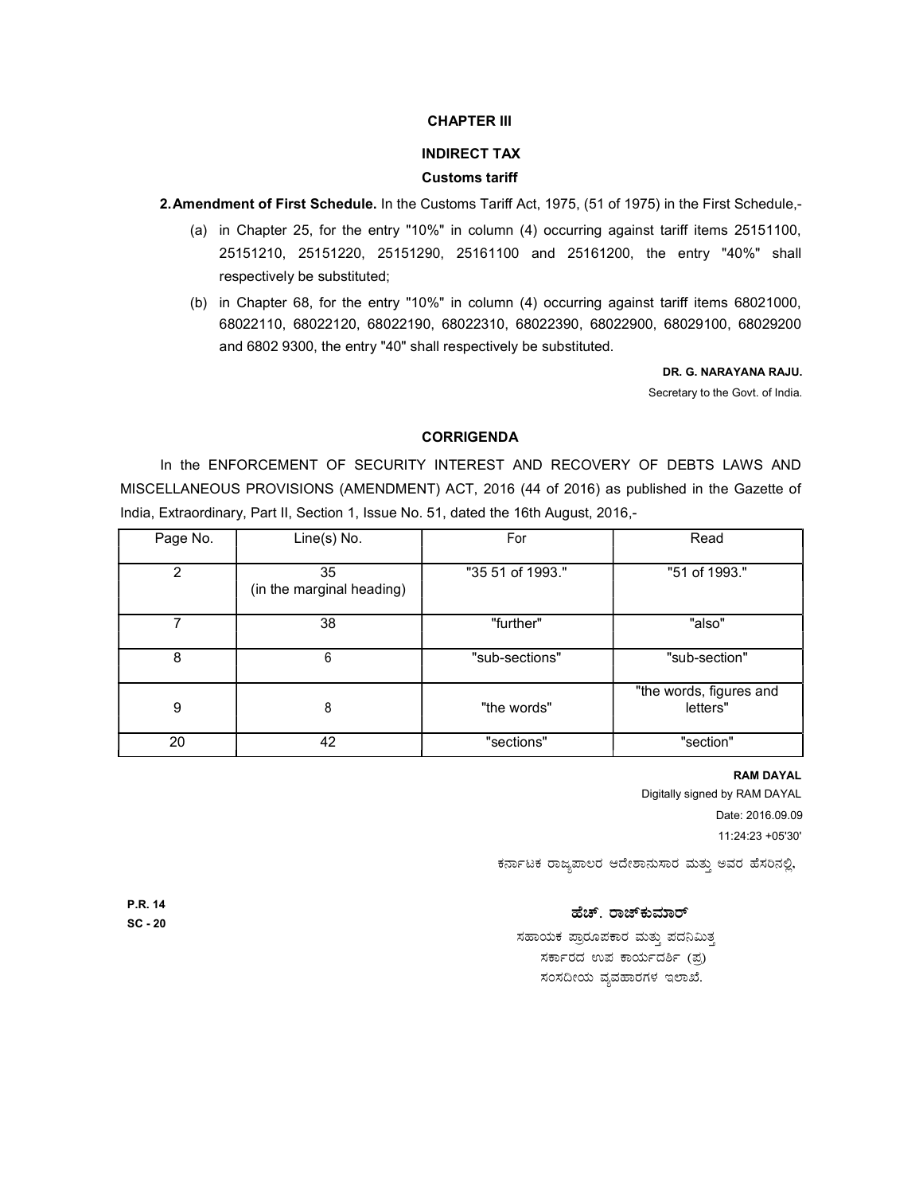## CHAPTER III

### INDIRECT TAX

#### Customs tariff

**2. Amendment of First Schedule.** In the Customs Tariff Act, 1975, (51 of 1975) in the First Schedule,-

(a) in Chapter 25, for the entry "10%" in column (4) occurring against tariff items 25151100, 25151210, 25151220, 25151290, 25161100 and 25161200, the entry "40%" shall respectively be substituted;

(b) in Chapter 68, for the entry "10%" in column (4) occurring against tariff items 68021000, 68022110, 68022120, 68022190, 68022310, 68022390, 68022900, 68029100, 68029200 and 6802 9300, the entry "40" shall respectively be substituted.

**DR. G. NARAYANA RAJU.**
Secretary to the Govt. of India.

### CORRIGENDA

In the ENFORCEMENT OF SECURITY INTEREST AND RECOVERY OF DEBTS LAWS AND MISCELLANEOUS PROVISIONS (AMENDMENT) ACT, 2016 (44 of 2016) as published in the Gazette of India, Extraordinary, Part II, Section 1, Issue No. 51, dated the 16th August, 2016,-

| Page No. | Line(s) No. | For | Read |
|---|---|---|---|
| 2 | 35 (in the marginal heading) | "35 51 of 1993." | "51 of 1993." |
| 7 | 38 | "further" | "also" |
| 8 | 6 | "sub-sections" | "sub-section" |
| 9 | 8 | "the words" | "the words, figures and letters" |
| 20 | 42 | "sections" | "section" |

**RAM DAYAL**
Digitally signed by RAM DAYAL
Date: 2016.09.09
11:24:23 +05'30'

ಕರ್ನಾಟಕ ರಾಜ್ಯಪಾಲರ ಆದೇಶಾನುಸಾರ ಮತ್ತು ಅವರ ಹೆಸರಿನಲ್ಲಿ,

**P.R. 14**
**SC - 20**

**ಹೆಚ್. ರಾಜ್‌ಕುಮಾರ್**
ಸಹಾಯಕ ಪ್ರಾರೂಪಕಾರ ಮತ್ತು ಪದನಿಮಿತ್ತ
ಸರ್ಕಾರದ ಉಪ ಕಾರ್ಯದರ್ಶಿ (ಪ್ರ)
ಸಂಸದೀಯ ವ್ಯವಹಾರಗಳ ಇಲಾಖೆ.